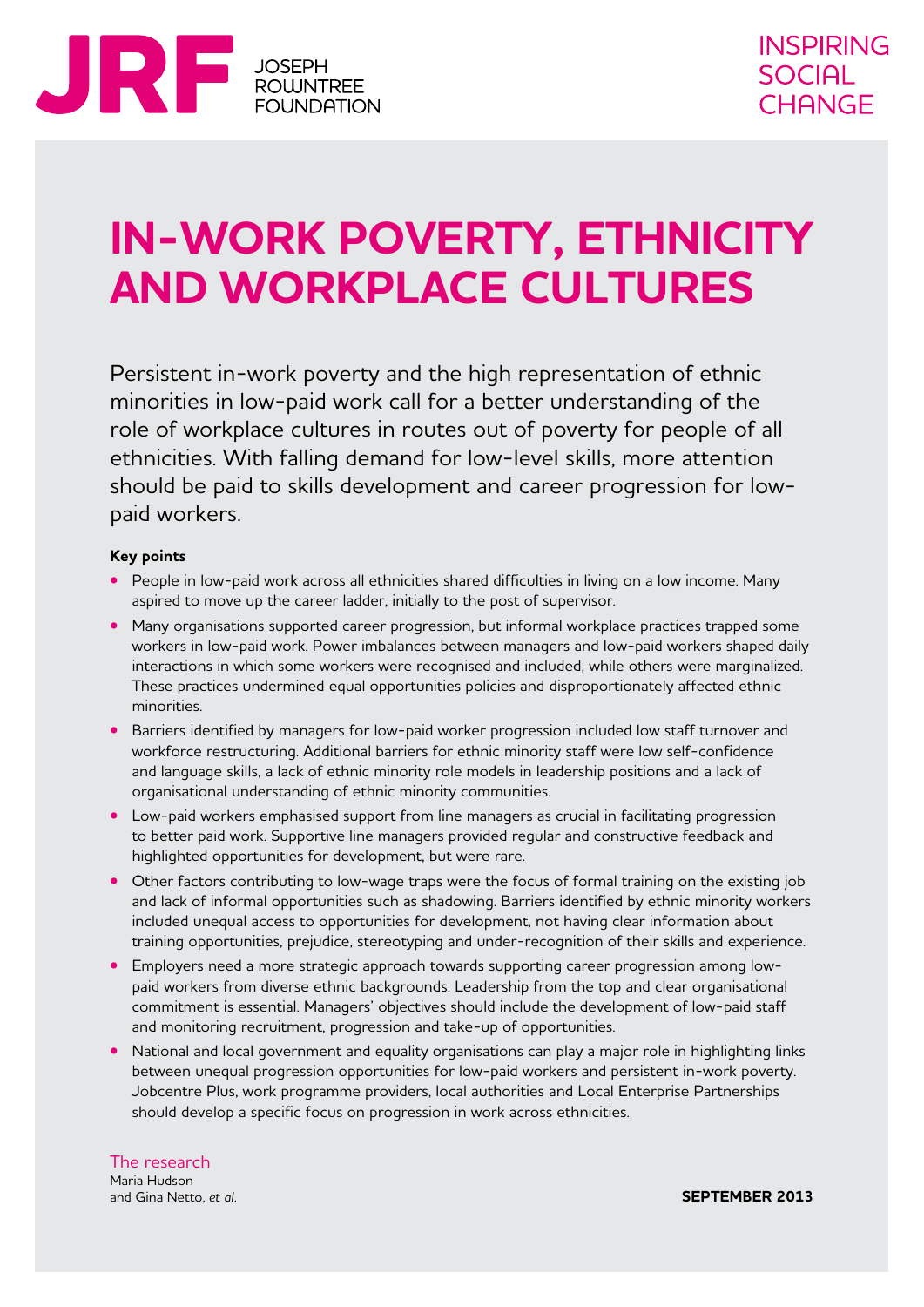JRF JOSEPH ROWNTREE FOUNDATION

INSPIRING SOCIAL CHANGE

# IN-WORK POVERTY, ETHNICITY AND WORKPLACE CULTURES

Persistent in-work poverty and the high representation of ethnic minorities in low-paid work call for a better understanding of the role of workplace cultures in routes out of poverty for people of all ethnicities. With falling demand for low-level skills, more attention should be paid to skills development and career progression for low-paid workers.

**Key points**

- People in low-paid work across all ethnicities shared difficulties in living on a low income. Many aspired to move up the career ladder, initially to the post of supervisor.
- Many organisations supported career progression, but informal workplace practices trapped some workers in low-paid work. Power imbalances between managers and low-paid workers shaped daily interactions in which some workers were recognised and included, while others were marginalized. These practices undermined equal opportunities policies and disproportionately affected ethnic minorities.
- Barriers identified by managers for low-paid worker progression included low staff turnover and workforce restructuring. Additional barriers for ethnic minority staff were low self-confidence and language skills, a lack of ethnic minority role models in leadership positions and a lack of organisational understanding of ethnic minority communities.
- Low-paid workers emphasised support from line managers as crucial in facilitating progression to better paid work. Supportive line managers provided regular and constructive feedback and highlighted opportunities for development, but were rare.
- Other factors contributing to low-wage traps were the focus of formal training on the existing job and lack of informal opportunities such as shadowing. Barriers identified by ethnic minority workers included unequal access to opportunities for development, not having clear information about training opportunities, prejudice, stereotyping and under-recognition of their skills and experience.
- Employers need a more strategic approach towards supporting career progression among low-paid workers from diverse ethnic backgrounds. Leadership from the top and clear organisational commitment is essential. Managers' objectives should include the development of low-paid staff and monitoring recruitment, progression and take-up of opportunities.
- National and local government and equality organisations can play a major role in highlighting links between unequal progression opportunities for low-paid workers and persistent in-work poverty. Jobcentre Plus, work programme providers, local authorities and Local Enterprise Partnerships should develop a specific focus on progression in work across ethnicities.

The research
Maria Hudson
and Gina Netto, *et al.*

**SEPTEMBER 2013**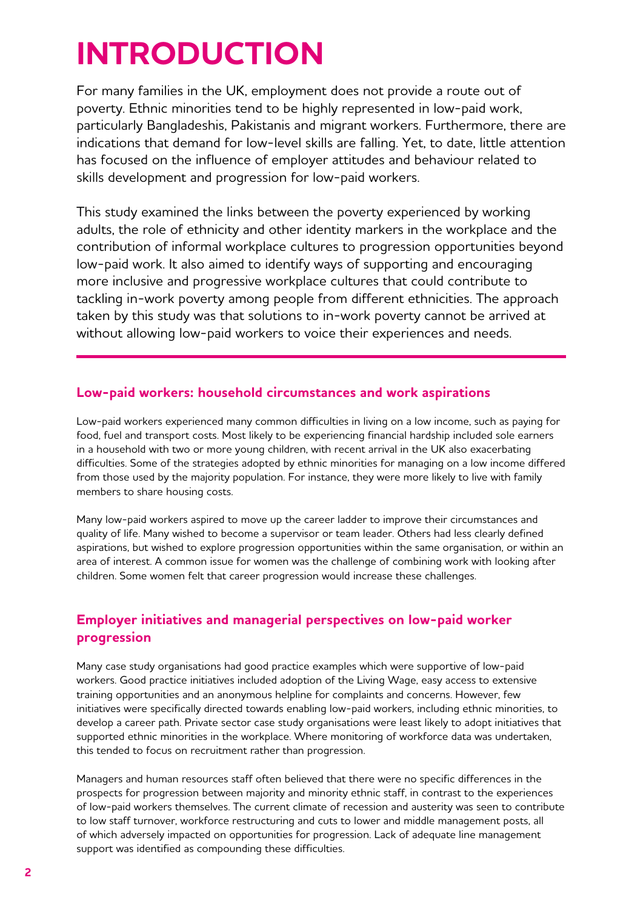# INTRODUCTION

For many families in the UK, employment does not provide a route out of poverty. Ethnic minorities tend to be highly represented in low-paid work, particularly Bangladeshis, Pakistanis and migrant workers. Furthermore, there are indications that demand for low-level skills are falling. Yet, to date, little attention has focused on the influence of employer attitudes and behaviour related to skills development and progression for low-paid workers.

This study examined the links between the poverty experienced by working adults, the role of ethnicity and other identity markers in the workplace and the contribution of informal workplace cultures to progression opportunities beyond low-paid work. It also aimed to identify ways of supporting and encouraging more inclusive and progressive workplace cultures that could contribute to tackling in-work poverty among people from different ethnicities. The approach taken by this study was that solutions to in-work poverty cannot be arrived at without allowing low-paid workers to voice their experiences and needs.

## Low-paid workers: household circumstances and work aspirations

Low-paid workers experienced many common difficulties in living on a low income, such as paying for food, fuel and transport costs. Most likely to be experiencing financial hardship included sole earners in a household with two or more young children, with recent arrival in the UK also exacerbating difficulties. Some of the strategies adopted by ethnic minorities for managing on a low income differed from those used by the majority population. For instance, they were more likely to live with family members to share housing costs.

Many low-paid workers aspired to move up the career ladder to improve their circumstances and quality of life. Many wished to become a supervisor or team leader. Others had less clearly defined aspirations, but wished to explore progression opportunities within the same organisation, or within an area of interest. A common issue for women was the challenge of combining work with looking after children. Some women felt that career progression would increase these challenges.

## Employer initiatives and managerial perspectives on low-paid worker progression

Many case study organisations had good practice examples which were supportive of low-paid workers. Good practice initiatives included adoption of the Living Wage, easy access to extensive training opportunities and an anonymous helpline for complaints and concerns. However, few initiatives were specifically directed towards enabling low-paid workers, including ethnic minorities, to develop a career path. Private sector case study organisations were least likely to adopt initiatives that supported ethnic minorities in the workplace. Where monitoring of workforce data was undertaken, this tended to focus on recruitment rather than progression.

Managers and human resources staff often believed that there were no specific differences in the prospects for progression between majority and minority ethnic staff, in contrast to the experiences of low-paid workers themselves. The current climate of recession and austerity was seen to contribute to low staff turnover, workforce restructuring and cuts to lower and middle management posts, all of which adversely impacted on opportunities for progression. Lack of adequate line management support was identified as compounding these difficulties.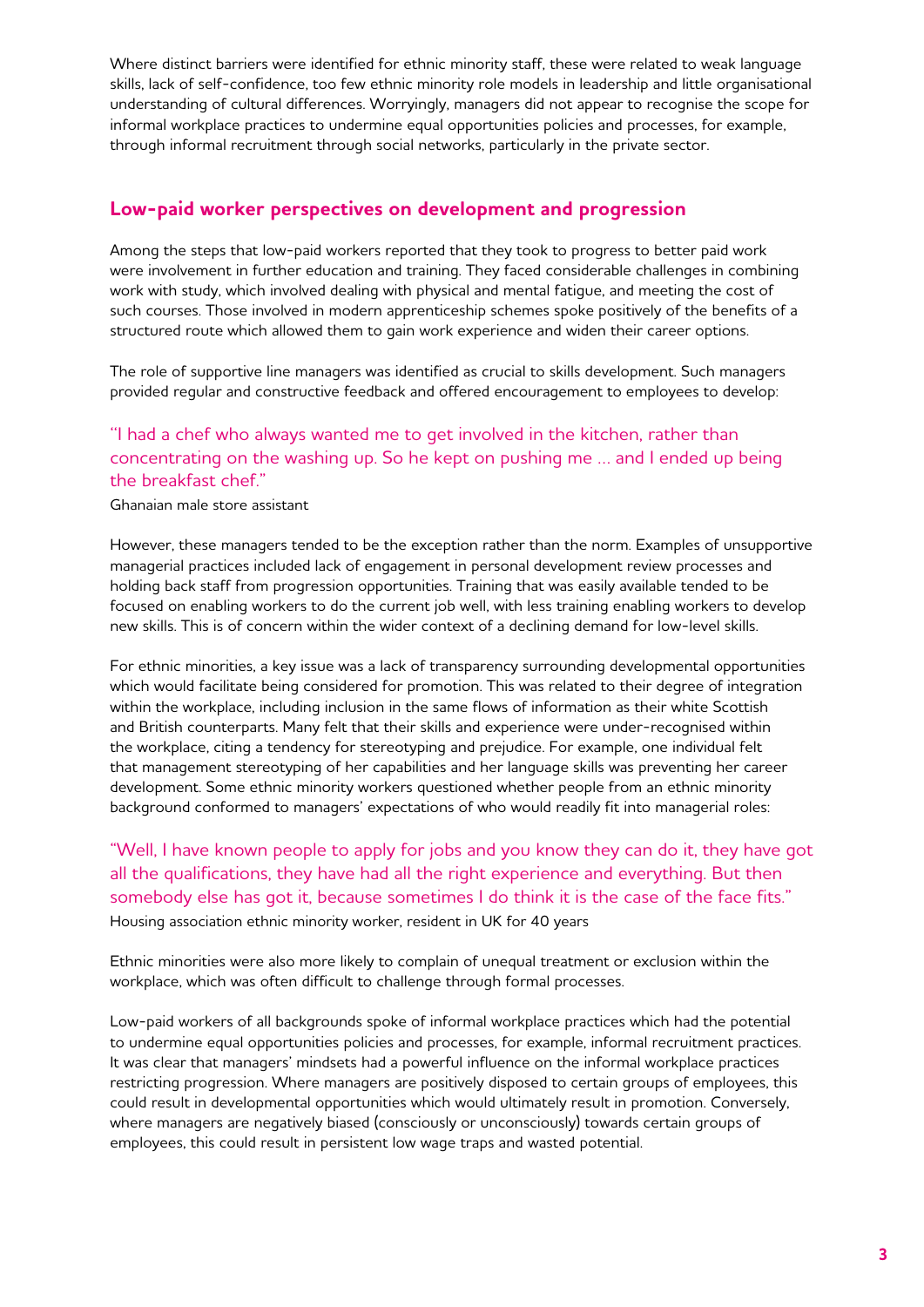Where distinct barriers were identified for ethnic minority staff, these were related to weak language skills, lack of self-confidence, too few ethnic minority role models in leadership and little organisational understanding of cultural differences. Worryingly, managers did not appear to recognise the scope for informal workplace practices to undermine equal opportunities policies and processes, for example, through informal recruitment through social networks, particularly in the private sector.

## Low-paid worker perspectives on development and progression

Among the steps that low-paid workers reported that they took to progress to better paid work were involvement in further education and training. They faced considerable challenges in combining work with study, which involved dealing with physical and mental fatigue, and meeting the cost of such courses. Those involved in modern apprenticeship schemes spoke positively of the benefits of a structured route which allowed them to gain work experience and widen their career options.

The role of supportive line managers was identified as crucial to skills development. Such managers provided regular and constructive feedback and offered encouragement to employees to develop:

> "I had a chef who always wanted me to get involved in the kitchen, rather than concentrating on the washing up. So he kept on pushing me … and I ended up being the breakfast chef."

Ghanaian male store assistant

However, these managers tended to be the exception rather than the norm. Examples of unsupportive managerial practices included lack of engagement in personal development review processes and holding back staff from progression opportunities. Training that was easily available tended to be focused on enabling workers to do the current job well, with less training enabling workers to develop new skills. This is of concern within the wider context of a declining demand for low-level skills.

For ethnic minorities, a key issue was a lack of transparency surrounding developmental opportunities which would facilitate being considered for promotion. This was related to their degree of integration within the workplace, including inclusion in the same flows of information as their white Scottish and British counterparts. Many felt that their skills and experience were under-recognised within the workplace, citing a tendency for stereotyping and prejudice. For example, one individual felt that management stereotyping of her capabilities and her language skills was preventing her career development. Some ethnic minority workers questioned whether people from an ethnic minority background conformed to managers' expectations of who would readily fit into managerial roles:

> "Well, I have known people to apply for jobs and you know they can do it, they have got all the qualifications, they have had all the right experience and everything. But then somebody else has got it, because sometimes I do think it is the case of the face fits."

Housing association ethnic minority worker, resident in UK for 40 years

Ethnic minorities were also more likely to complain of unequal treatment or exclusion within the workplace, which was often difficult to challenge through formal processes.

Low-paid workers of all backgrounds spoke of informal workplace practices which had the potential to undermine equal opportunities policies and processes, for example, informal recruitment practices. It was clear that managers' mindsets had a powerful influence on the informal workplace practices restricting progression. Where managers are positively disposed to certain groups of employees, this could result in developmental opportunities which would ultimately result in promotion. Conversely, where managers are negatively biased (consciously or unconsciously) towards certain groups of employees, this could result in persistent low wage traps and wasted potential.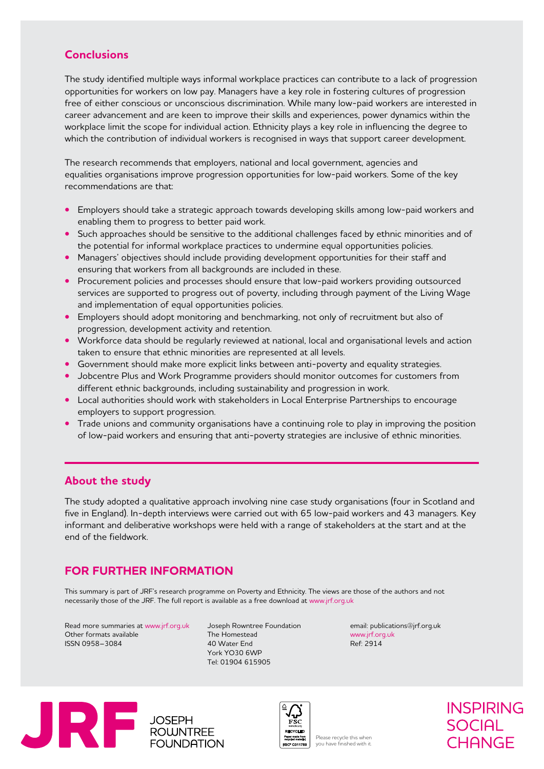## Conclusions

The study identified multiple ways informal workplace practices can contribute to a lack of progression opportunities for workers on low pay. Managers have a key role in fostering cultures of progression free of either conscious or unconscious discrimination. While many low-paid workers are interested in career advancement and are keen to improve their skills and experiences, power dynamics within the workplace limit the scope for individual action. Ethnicity plays a key role in influencing the degree to which the contribution of individual workers is recognised in ways that support career development.

The research recommends that employers, national and local government, agencies and equalities organisations improve progression opportunities for low-paid workers. Some of the key recommendations are that:

- Employers should take a strategic approach towards developing skills among low-paid workers and enabling them to progress to better paid work.
- Such approaches should be sensitive to the additional challenges faced by ethnic minorities and of the potential for informal workplace practices to undermine equal opportunities policies.
- Managers' objectives should include providing development opportunities for their staff and ensuring that workers from all backgrounds are included in these.
- Procurement policies and processes should ensure that low-paid workers providing outsourced services are supported to progress out of poverty, including through payment of the Living Wage and implementation of equal opportunities policies.
- Employers should adopt monitoring and benchmarking, not only of recruitment but also of progression, development activity and retention.
- Workforce data should be regularly reviewed at national, local and organisational levels and action taken to ensure that ethnic minorities are represented at all levels.
- Government should make more explicit links between anti-poverty and equality strategies.
- Jobcentre Plus and Work Programme providers should monitor outcomes for customers from different ethnic backgrounds, including sustainability and progression in work.
- Local authorities should work with stakeholders in Local Enterprise Partnerships to encourage employers to support progression.
- Trade unions and community organisations have a continuing role to play in improving the position of low-paid workers and ensuring that anti-poverty strategies are inclusive of ethnic minorities.

## About the study

The study adopted a qualitative approach involving nine case study organisations (four in Scotland and five in England). In-depth interviews were carried out with 65 low-paid workers and 43 managers. Key informant and deliberative workshops were held with a range of stakeholders at the start and at the end of the fieldwork.

## FOR FURTHER INFORMATION

This summary is part of JRF's research programme on Poverty and Ethnicity. The views are those of the authors and not necessarily those of the JRF. The full report is available as a free download at www.jrf.org.uk

Read more summaries at www.jrf.org.uk
Other formats available
ISSN 0958–3084

Joseph Rowntree Foundation
The Homestead
40 Water End
York YO30 6WP
Tel: 01904 615905

email: publications@jrf.org.uk
www.jrf.org.uk
Ref: 2914

JRF JOSEPH ROWNTREE FOUNDATION

Please recycle this when you have finished with it.

INSPIRING SOCIAL CHANGE